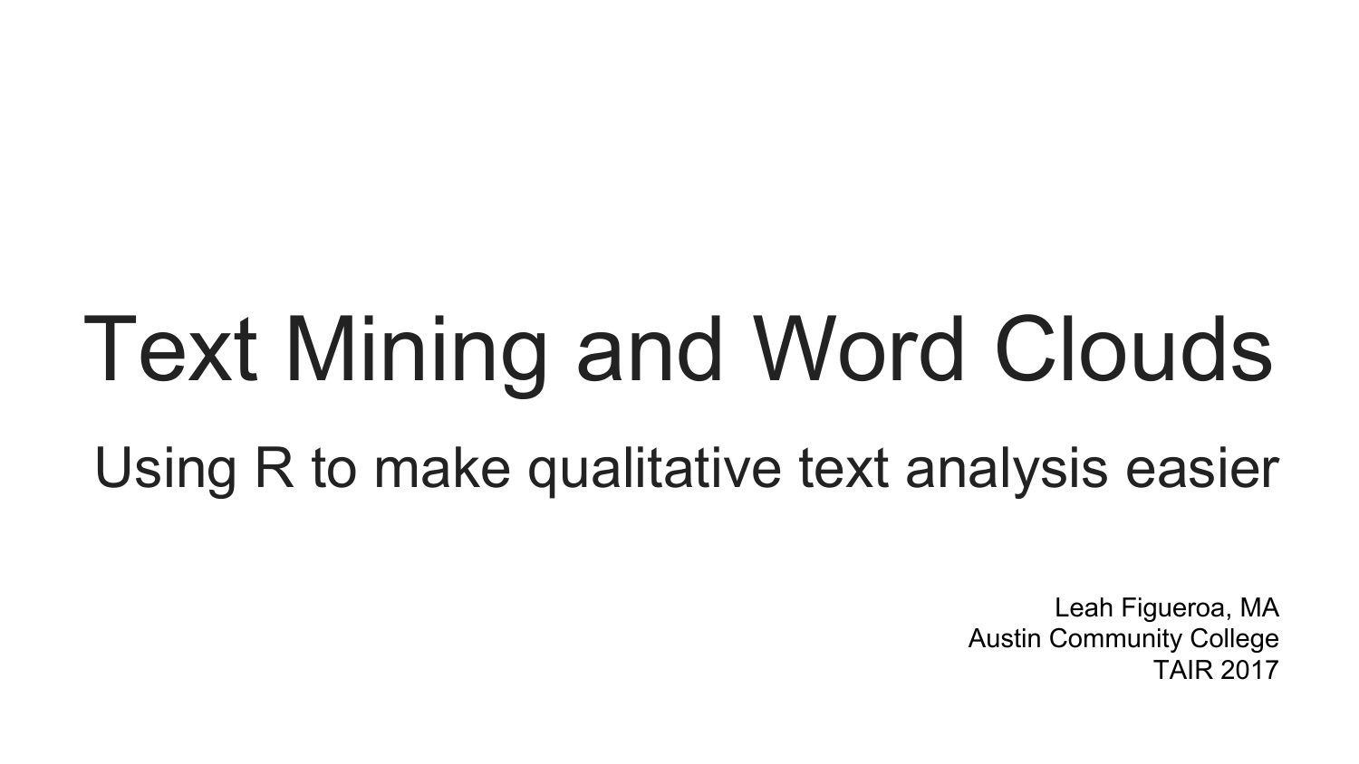# Text Mining and Word Clouds

## Using R to make qualitative text analysis easier

Leah Figueroa, MA
Austin Community College
TAIR 2017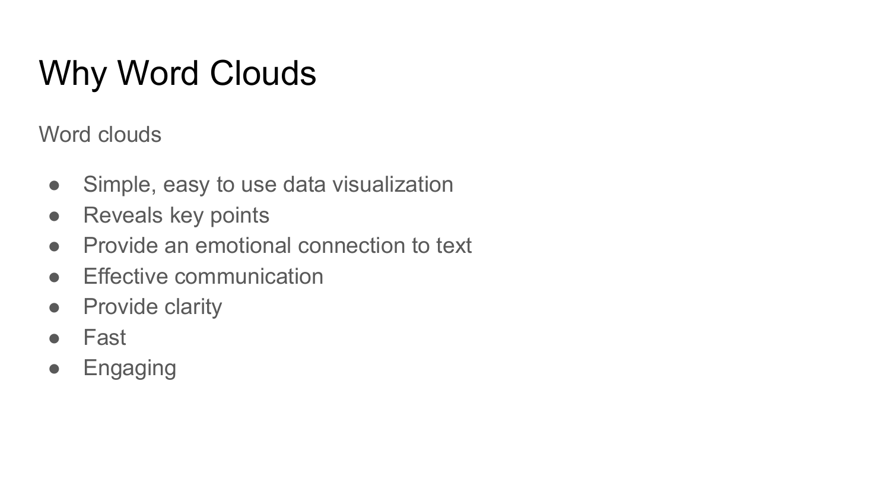# Why Word Clouds

Word clouds

- Simple, easy to use data visualization
- Reveals key points
- Provide an emotional connection to text
- Effective communication
- Provide clarity
- Fast
- Engaging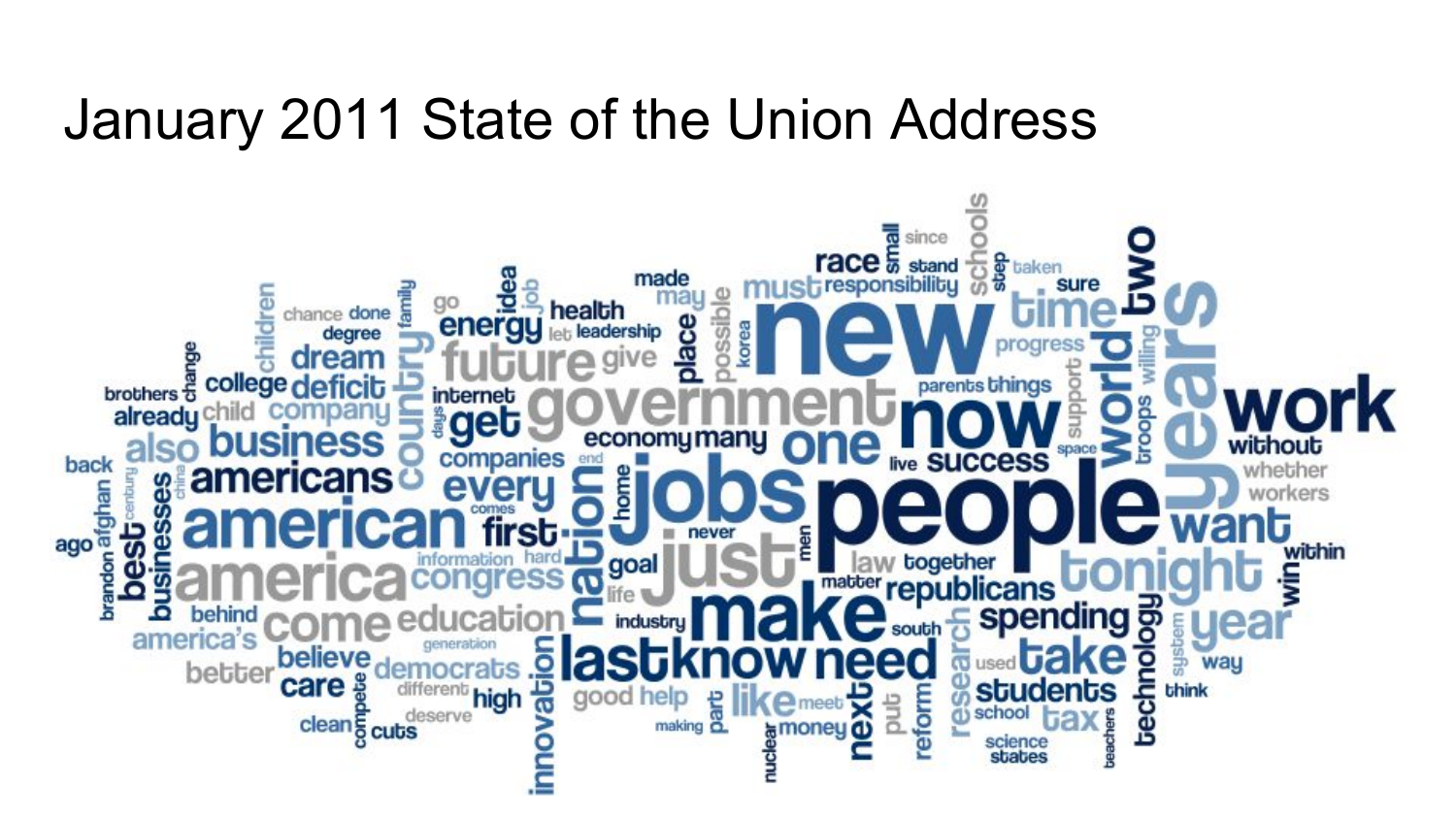# January 2011 State of the Union Address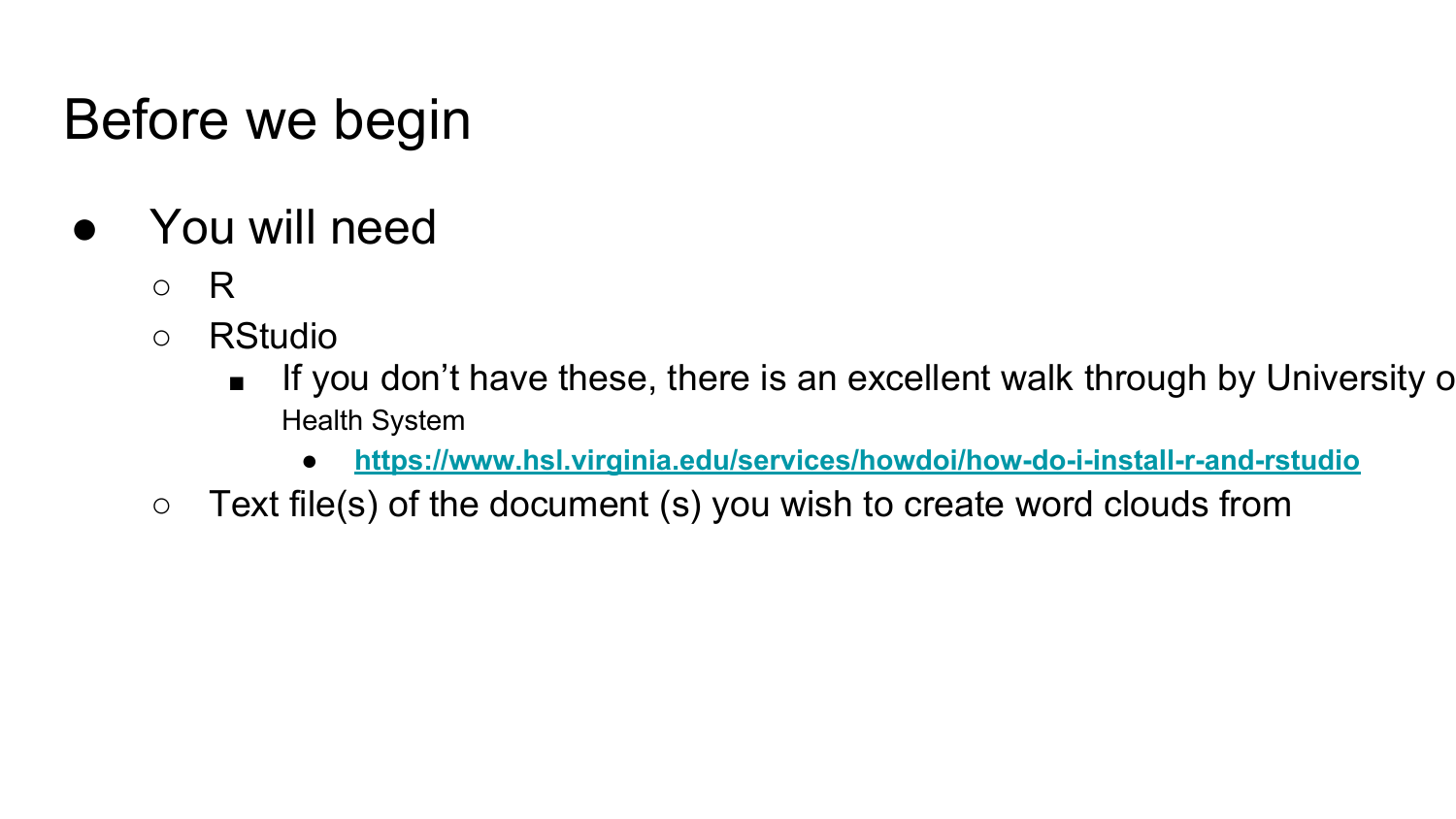# Before we begin

- You will need
  - R
  - RStudio
    - If you don't have these, there is an excellent walk through by University o Health System
      - https://www.hsl.virginia.edu/services/howdoi/how-do-i-install-r-and-rstudio
  - Text file(s) of the document (s) you wish to create word clouds from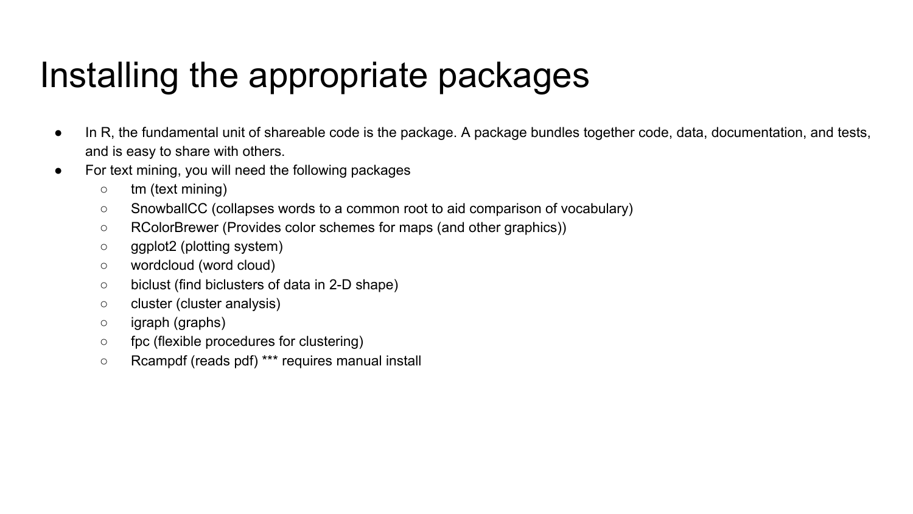# Installing the appropriate packages

- In R, the fundamental unit of shareable code is the package. A package bundles together code, data, documentation, and tests, and is easy to share with others.
- For text mining, you will need the following packages
  - tm (text mining)
  - SnowballCC (collapses words to a common root to aid comparison of vocabulary)
  - RColorBrewer (Provides color schemes for maps (and other graphics))
  - ggplot2 (plotting system)
  - wordcloud (word cloud)
  - biclust (find biclusters of data in 2-D shape)
  - cluster (cluster analysis)
  - igraph (graphs)
  - fpc (flexible procedures for clustering)
  - Rcampdf (reads pdf) *** requires manual install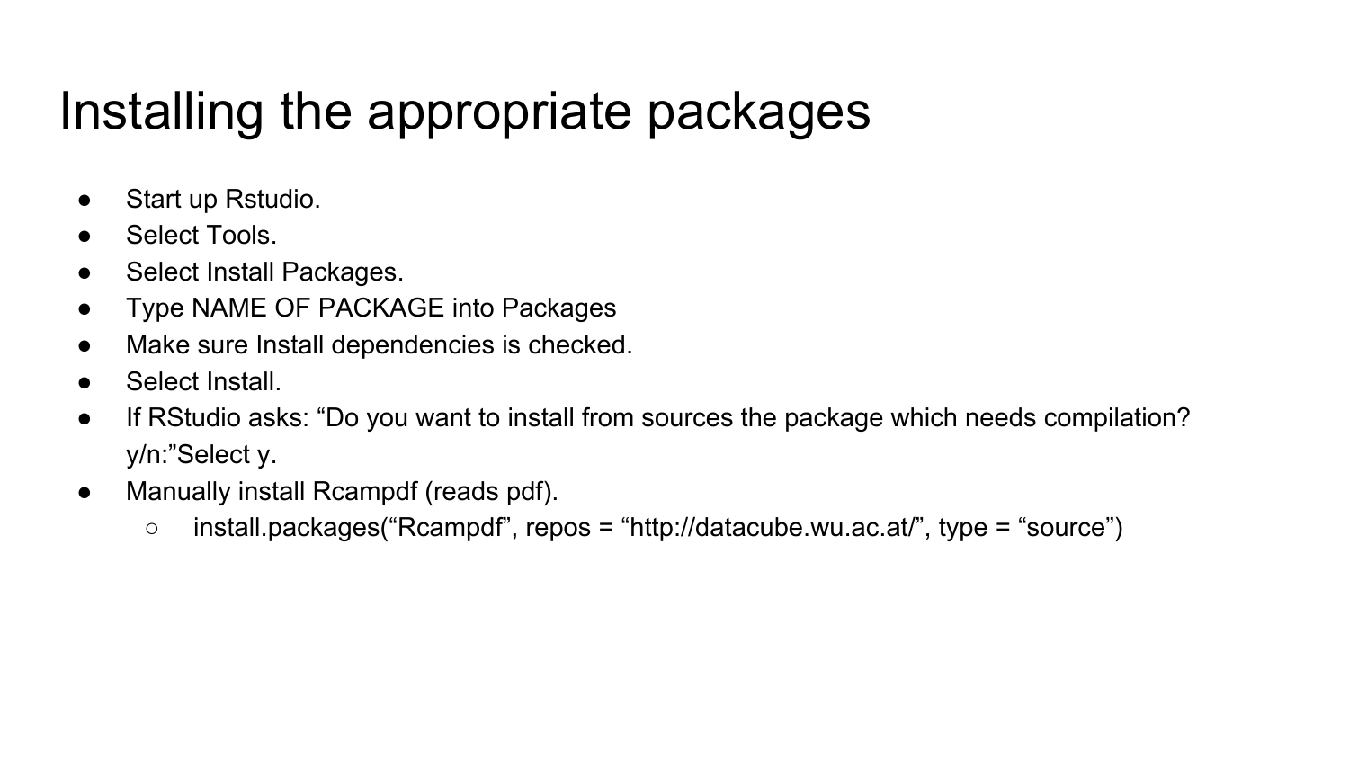# Installing the appropriate packages

- Start up Rstudio.
- Select Tools.
- Select Install Packages.
- Type NAME OF PACKAGE into Packages
- Make sure Install dependencies is checked.
- Select Install.
- If RStudio asks: “Do you want to install from sources the package which needs compilation? y/n:”Select y.
- Manually install Rcampdf (reads pdf).
    - install.packages(“Rcampdf”, repos = “http://datacube.wu.ac.at/”, type = “source”)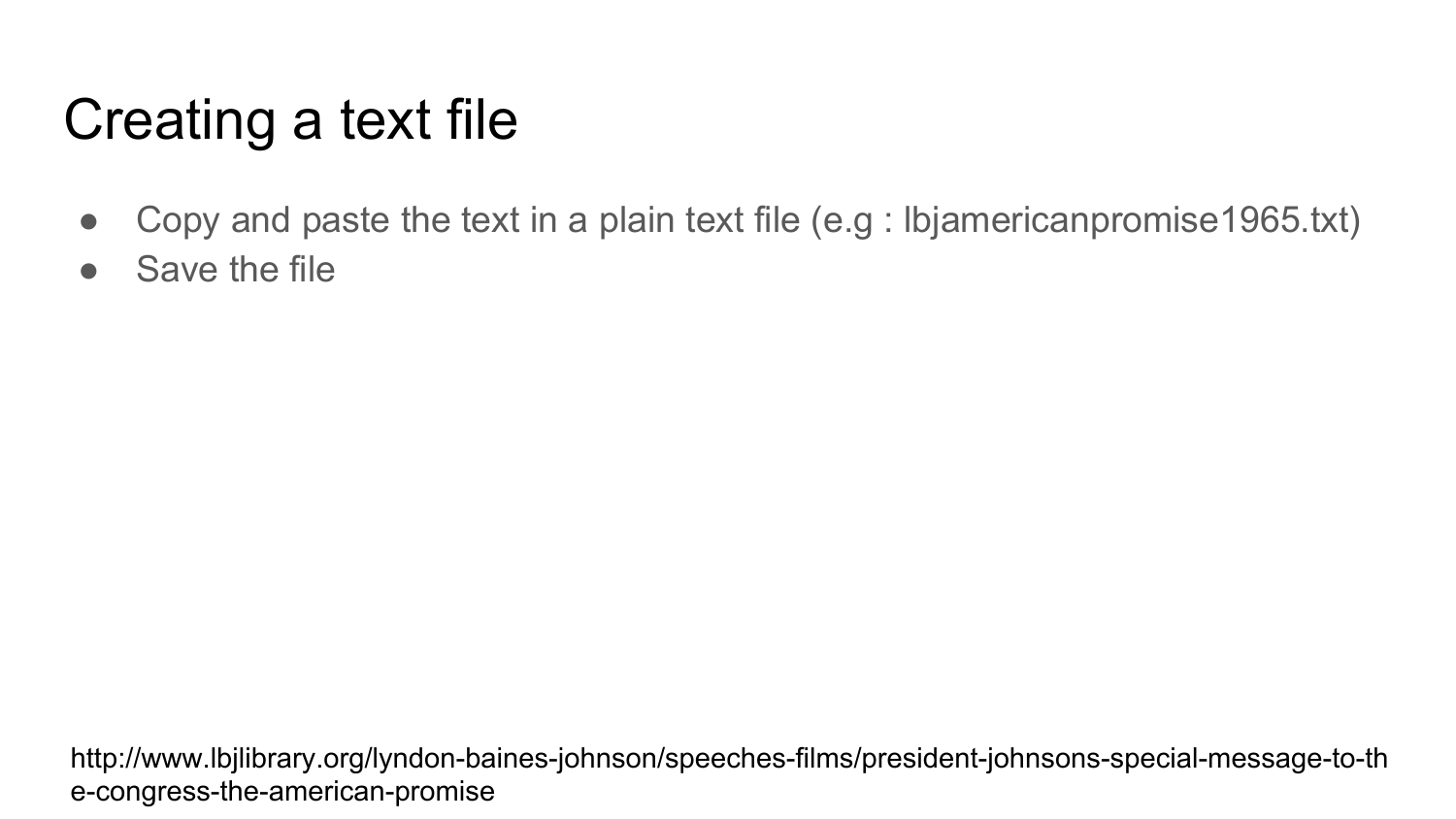# Creating a text file

- Copy and paste the text in a plain text file (e.g : lbjamericanpromise1965.txt)
- Save the file

http://www.lbjlibrary.org/lyndon-baines-johnson/speeches-films/president-johnsons-special-message-to-the-congress-the-american-promise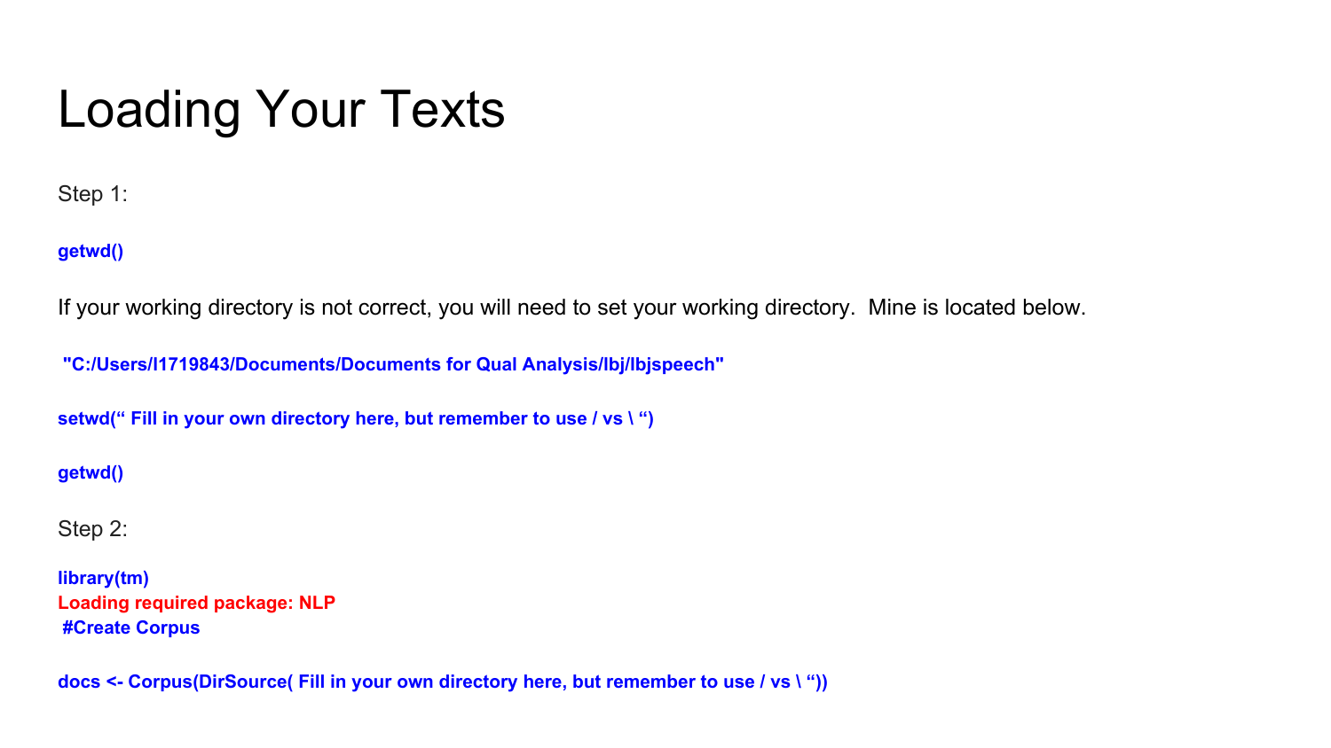# Loading Your Texts

Step 1:

```
getwd()
```

If your working directory is not correct, you will need to set your working directory. Mine is located below.

```
 "C:/Users/l1719843/Documents/Documents for Qual Analysis/lbj/lbjspeech"

setwd(“ Fill in your own directory here, but remember to use / vs \ “)

getwd()
```

Step 2:

```
library(tm)
Loading required package: NLP
 #Create Corpus

docs <- Corpus(DirSource( Fill in your own directory here, but remember to use / vs \ “))
```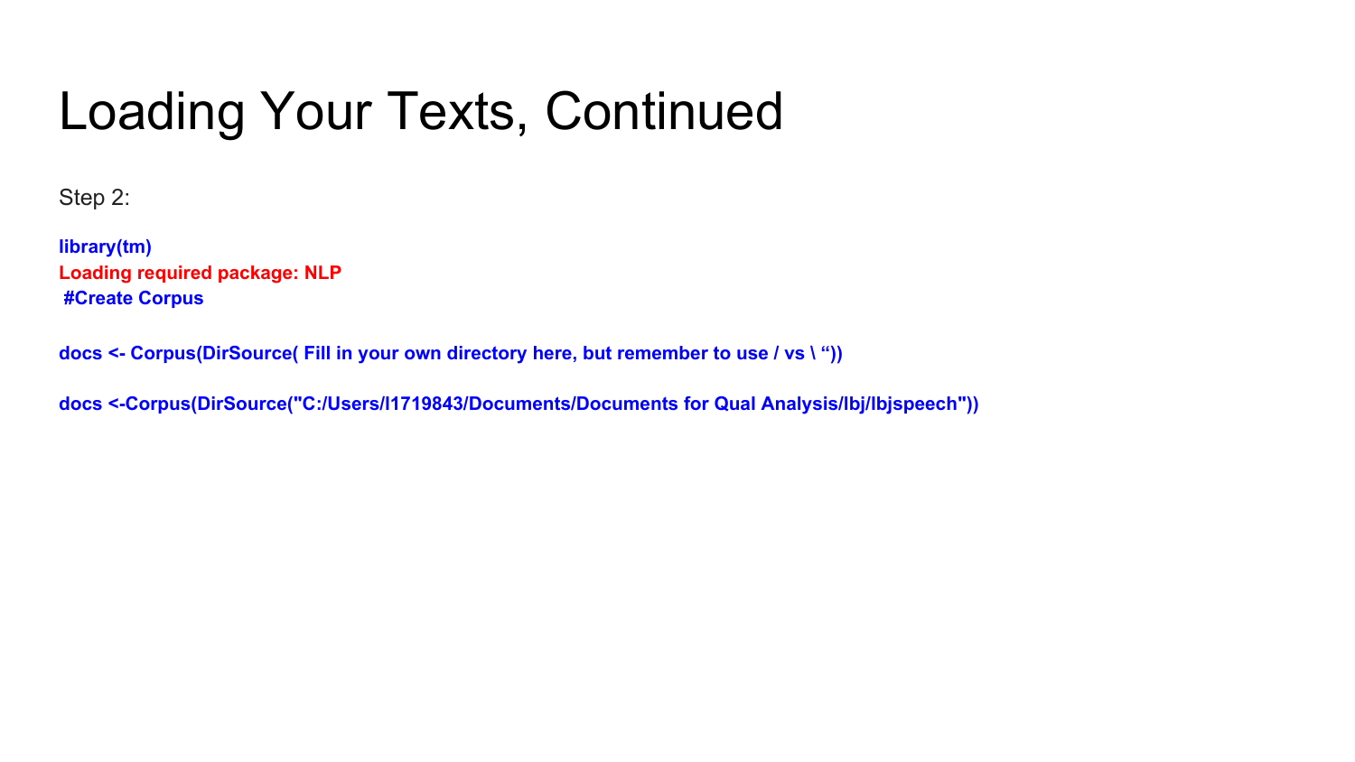# Loading Your Texts, Continued

Step 2:

```
library(tm)
Loading required package: NLP
 #Create Corpus

docs <- Corpus(DirSource( Fill in your own directory here, but remember to use / vs \ “))

docs <-Corpus(DirSource("C:/Users/l1719843/Documents/Documents for Qual Analysis/lbj/lbjspeech"))
```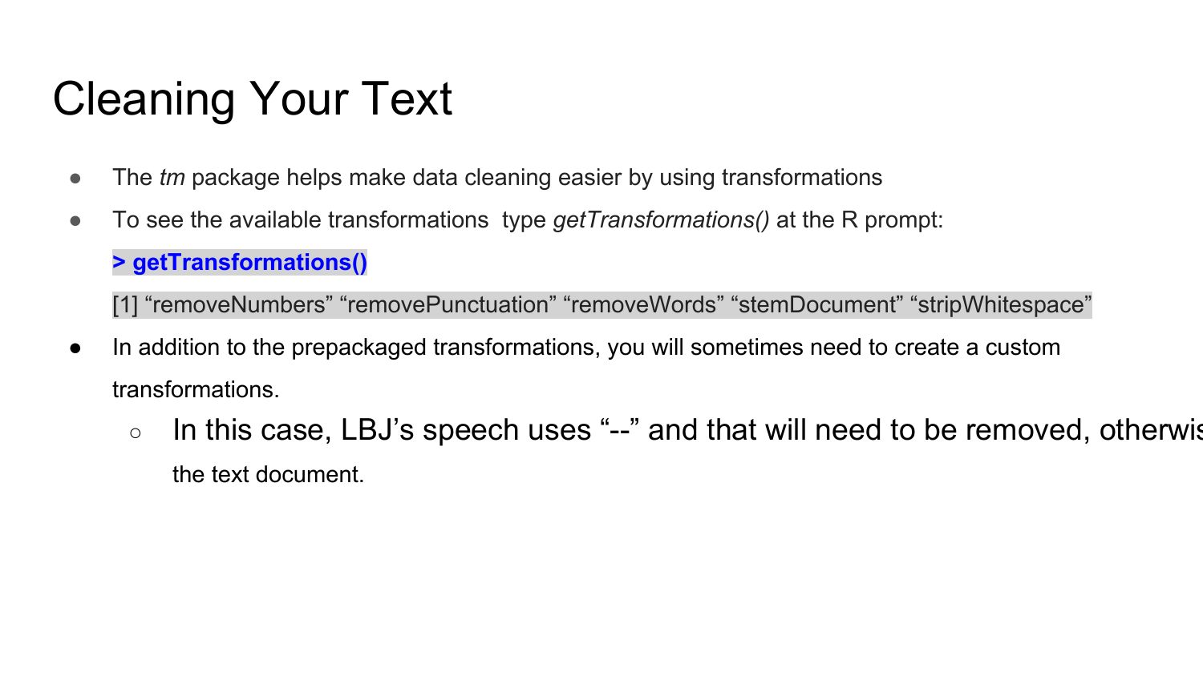# Cleaning Your Text

- The *tm* package helps make data cleaning easier by using transformations
- To see the available transformations type *getTransformations()* at the R prompt:

```
> getTransformations()
[1] "removeNumbers" "removePunctuation" "removeWords" "stemDocument" "stripWhitespace"
```

- In addition to the prepackaged transformations, you will sometimes need to create a custom transformations.
  - In this case, LBJ's speech uses "--" and that will need to be removed, otherwis the text document.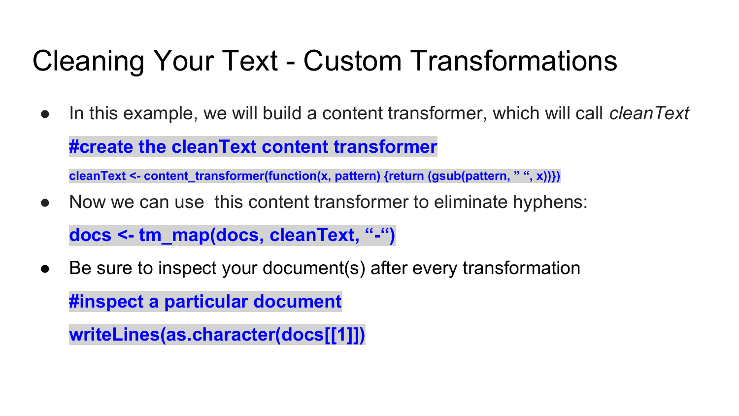# Cleaning Your Text - Custom Transformations

- In this example, we will build a content transformer, which will call *cleanText*

```
#create the cleanText content transformer
cleanText <- content_transformer(function(x, pattern) {return (gsub(pattern, " ", x))})
```

- Now we can use this content transformer to eliminate hyphens:

```
docs <- tm_map(docs, cleanText, "-")
```

- Be sure to inspect your document(s) after every transformation

```
#inspect a particular document
writeLines(as.character(docs[[1]]))
```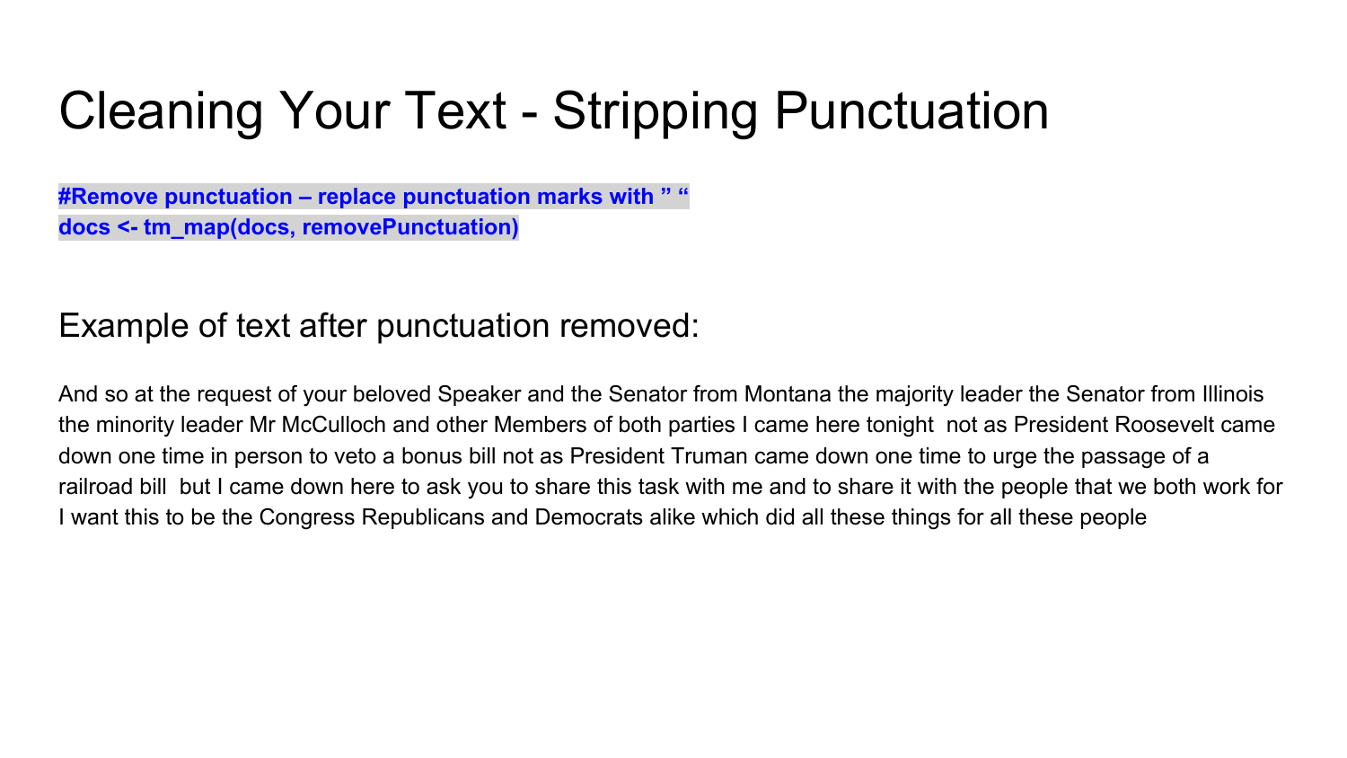# Cleaning Your Text - Stripping Punctuation

```
#Remove punctuation – replace punctuation marks with ” “
docs <- tm_map(docs, removePunctuation)
```

## Example of text after punctuation removed:

And so at the request of your beloved Speaker and the Senator from Montana the majority leader the Senator from Illinois the minority leader Mr McCulloch and other Members of both parties I came here tonight  not as President Roosevelt came down one time in person to veto a bonus bill not as President Truman came down one time to urge the passage of a railroad bill  but I came down here to ask you to share this task with me and to share it with the people that we both work for I want this to be the Congress Republicans and Democrats alike which did all these things for all these people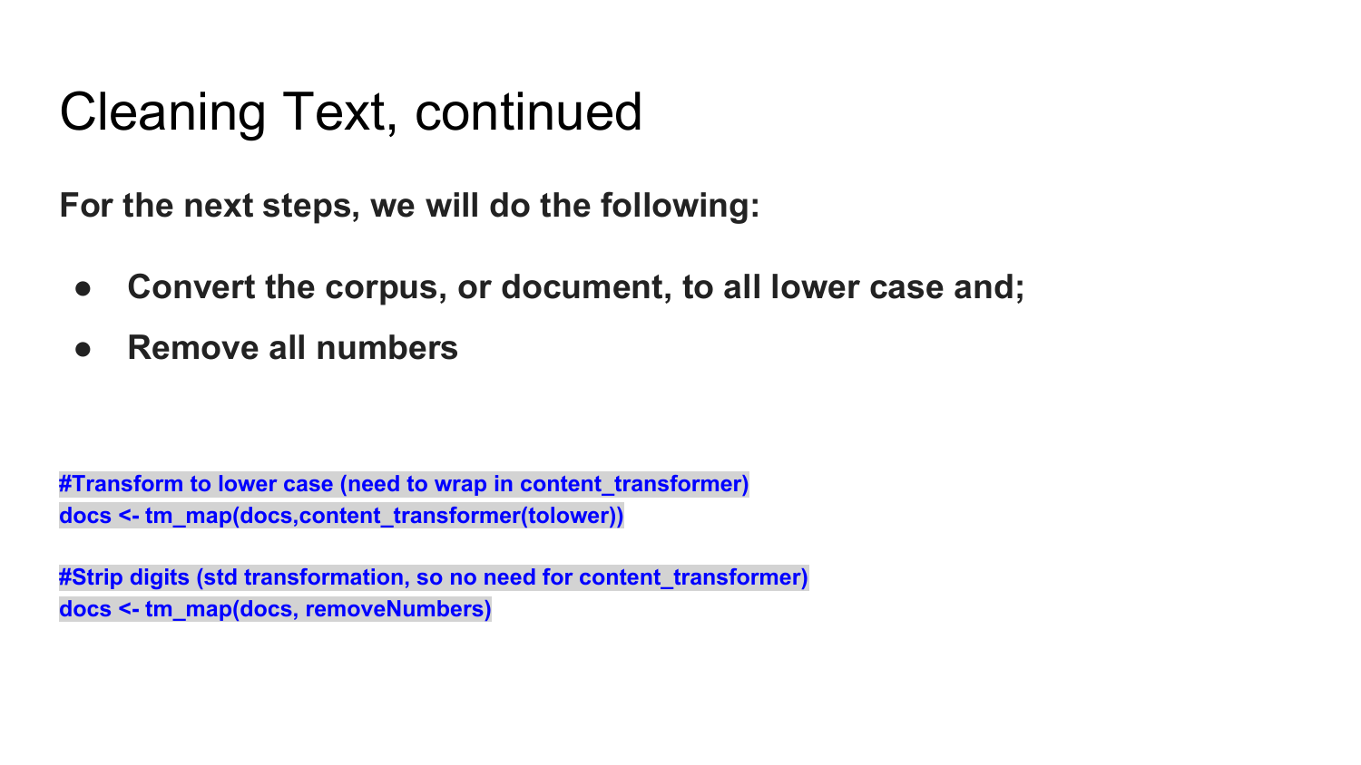# Cleaning Text, continued

**For the next steps, we will do the following:**

- **Convert the corpus, or document, to all lower case and;**
- **Remove all numbers**

```
#Transform to lower case (need to wrap in content_transformer)
docs <- tm_map(docs,content_transformer(tolower))

#Strip digits (std transformation, so no need for content_transformer)
docs <- tm_map(docs, removeNumbers)
```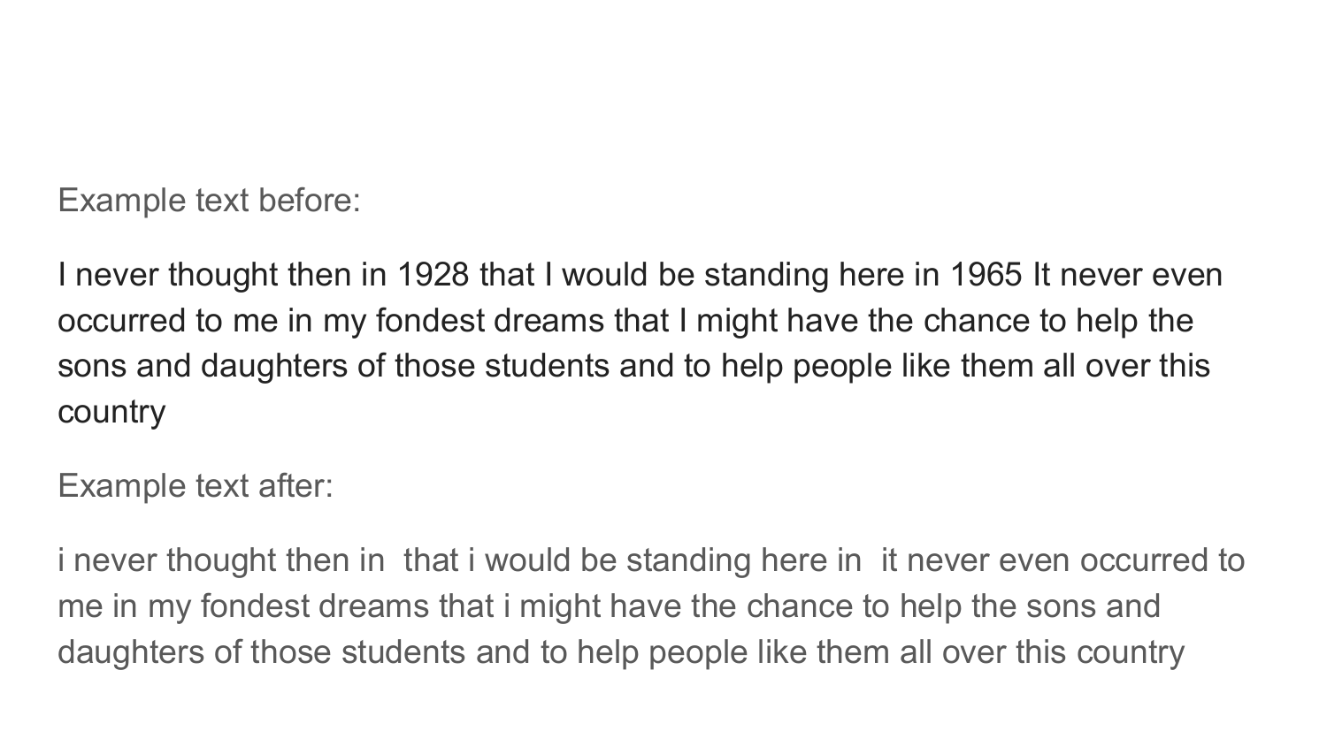Example text before:

I never thought then in 1928 that I would be standing here in 1965 It never even occurred to me in my fondest dreams that I might have the chance to help the sons and daughters of those students and to help people like them all over this country

Example text after:

i never thought then in  that i would be standing here in  it never even occurred to me in my fondest dreams that i might have the chance to help the sons and daughters of those students and to help people like them all over this country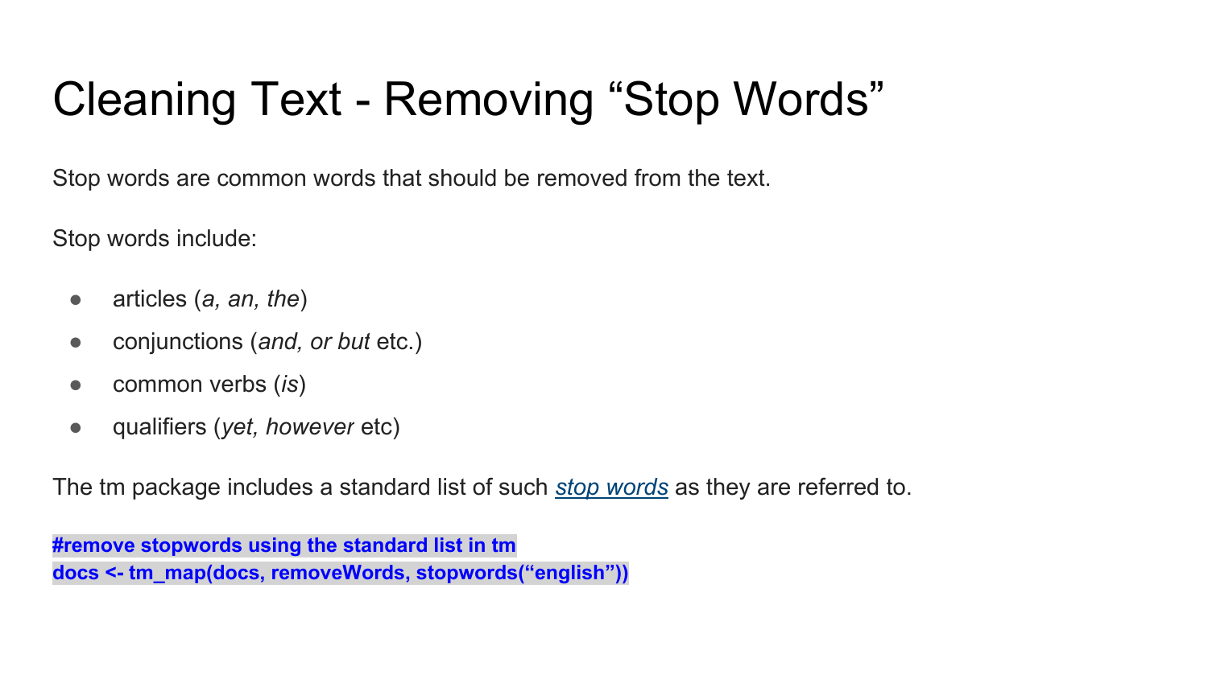# Cleaning Text - Removing “Stop Words”

Stop words are common words that should be removed from the text.

Stop words include:

- articles (*a, an, the*)
- conjunctions (*and, or but* etc.)
- common verbs (*is*)
- qualifiers (*yet, however* etc)

The tm package includes a standard list of such *stop words* as they are referred to.

```
#remove stopwords using the standard list in tm
docs <- tm_map(docs, removeWords, stopwords(“english”))
```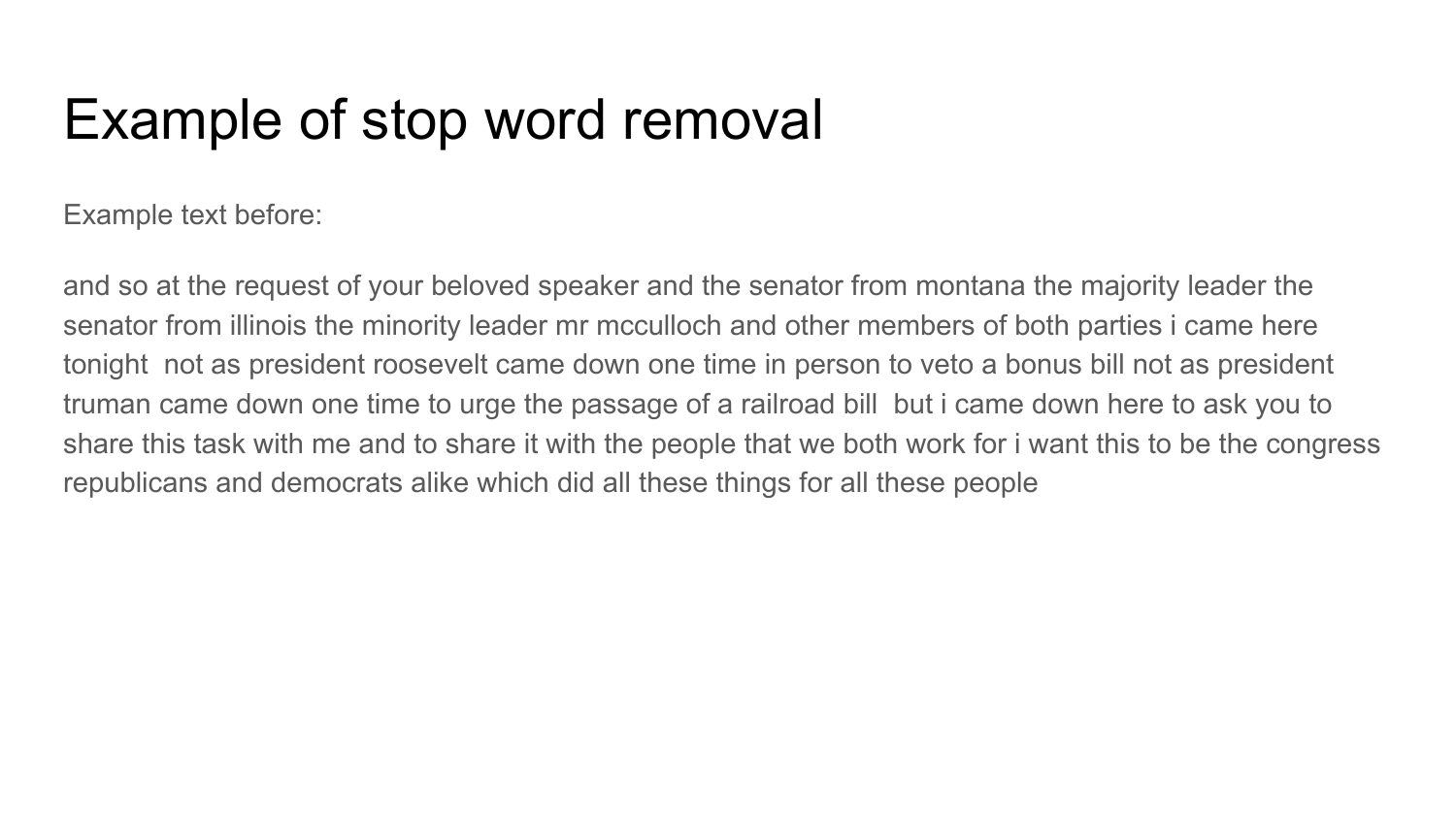# Example of stop word removal

Example text before:

and so at the request of your beloved speaker and the senator from montana the majority leader the senator from illinois the minority leader mr mcculloch and other members of both parties i came here tonight  not as president roosevelt came down one time in person to veto a bonus bill not as president truman came down one time to urge the passage of a railroad bill  but i came down here to ask you to share this task with me and to share it with the people that we both work for i want this to be the congress republicans and democrats alike which did all these things for all these people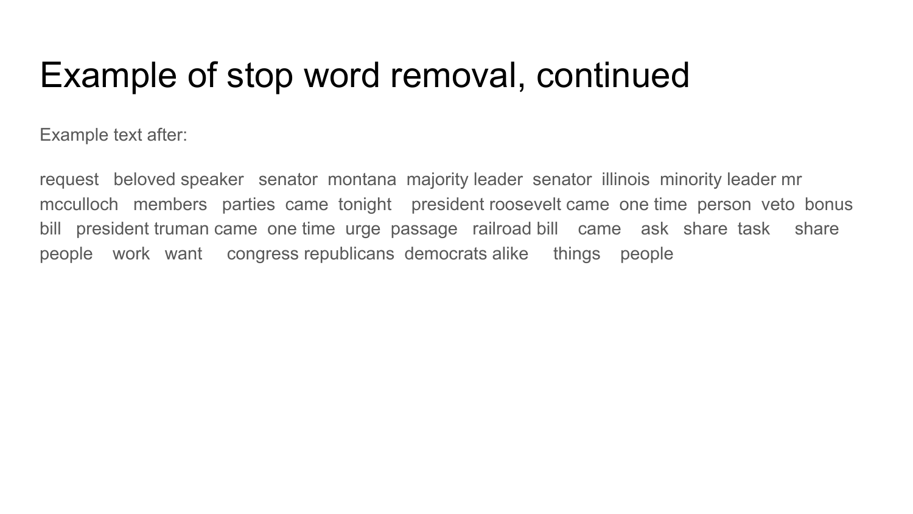# Example of stop word removal, continued

Example text after:

request beloved speaker senator montana majority leader senator illinois minority leader mr mcculloch members parties came tonight president roosevelt came one time person veto bonus bill president truman came one time urge passage railroad bill came ask share task share people work want congress republicans democrats alike things people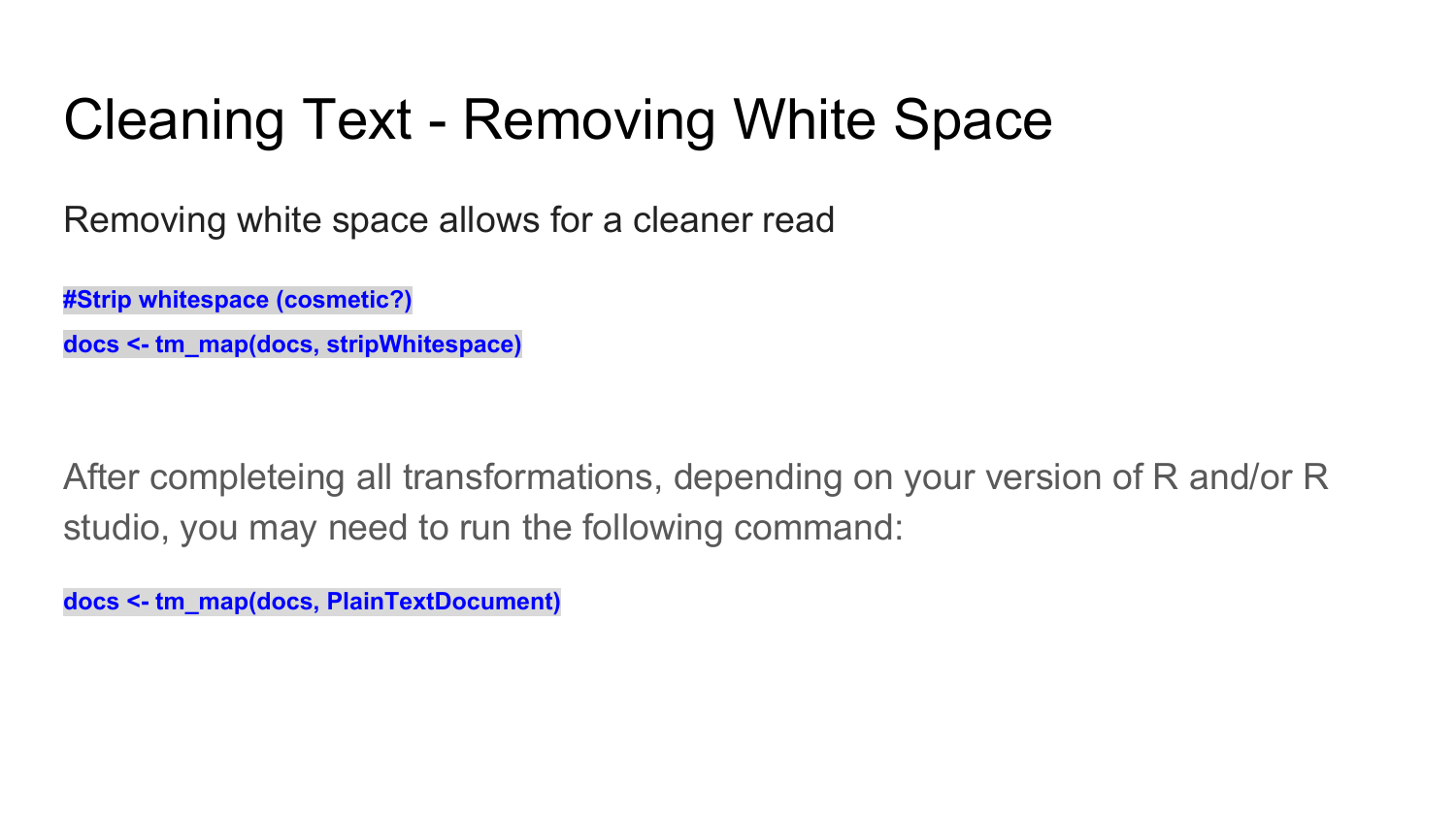# Cleaning Text - Removing White Space

Removing white space allows for a cleaner read

```
#Strip whitespace (cosmetic?)
docs <- tm_map(docs, stripWhitespace)
```

After completeing all transformations, depending on your version of R and/or R studio, you may need to run the following command:

```
docs <- tm_map(docs, PlainTextDocument)
```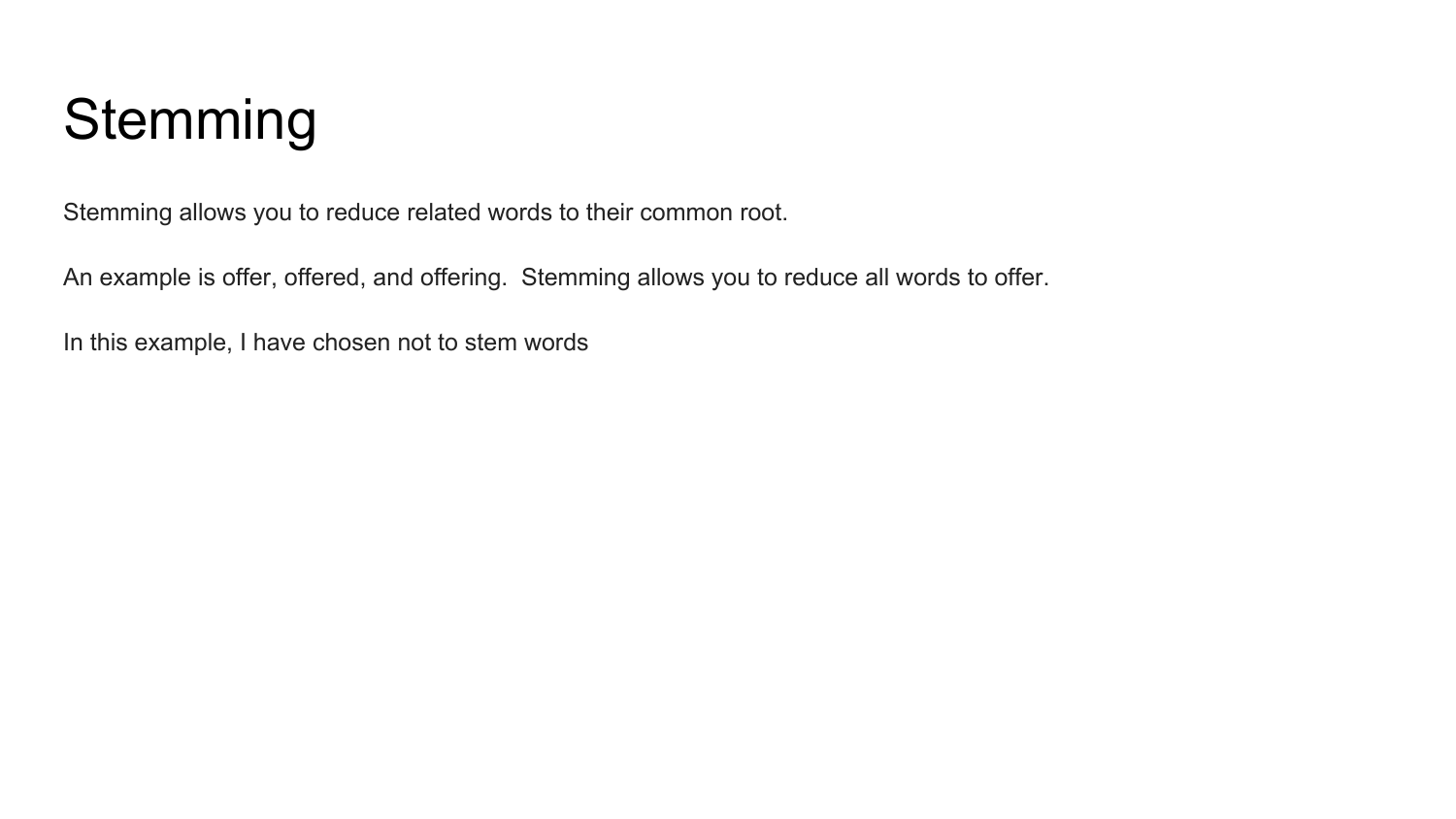# Stemming

Stemming allows you to reduce related words to their common root.

An example is offer, offered, and offering.  Stemming allows you to reduce all words to offer.

In this example, I have chosen not to stem words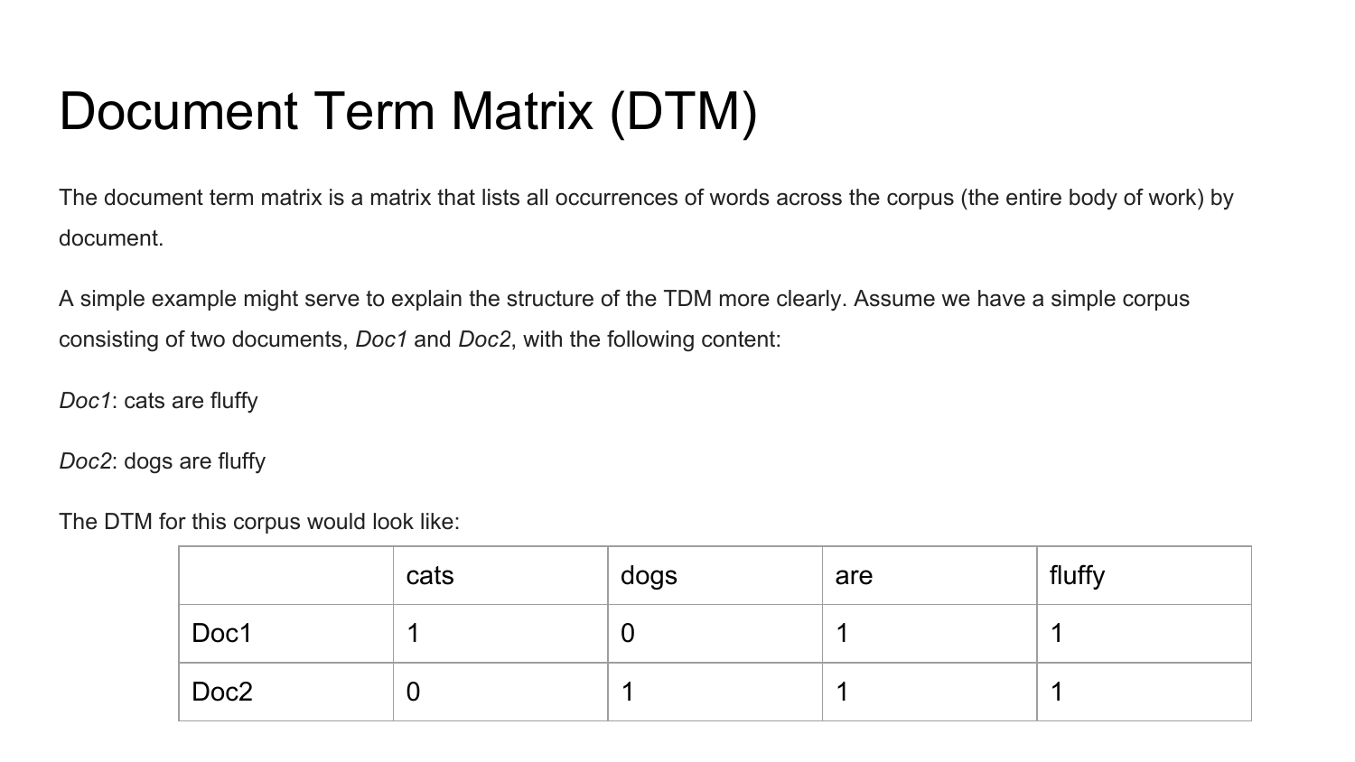# Document Term Matrix (DTM)

The document term matrix is a matrix that lists all occurrences of words across the corpus (the entire body of work) by document.

A simple example might serve to explain the structure of the TDM more clearly. Assume we have a simple corpus consisting of two documents, *Doc1* and *Doc2*, with the following content:

*Doc1*: cats are fluffy

*Doc2*: dogs are fluffy

The DTM for this corpus would look like:

| | cats | dogs | are | fluffy |
|---|---|---|---|---|
| Doc1 | 1 | 0 | 1 | 1 |
| Doc2 | 0 | 1 | 1 | 1 |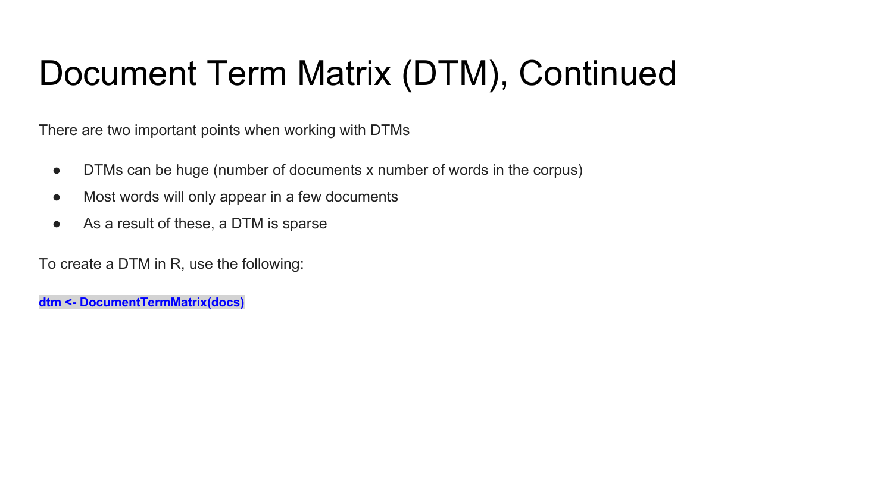# Document Term Matrix (DTM), Continued

There are two important points when working with DTMs

- DTMs can be huge (number of documents x number of words in the corpus)
- Most words will only appear in a few documents
- As a result of these, a DTM is sparse

To create a DTM in R, use the following:

```
dtm <- DocumentTermMatrix(docs)
```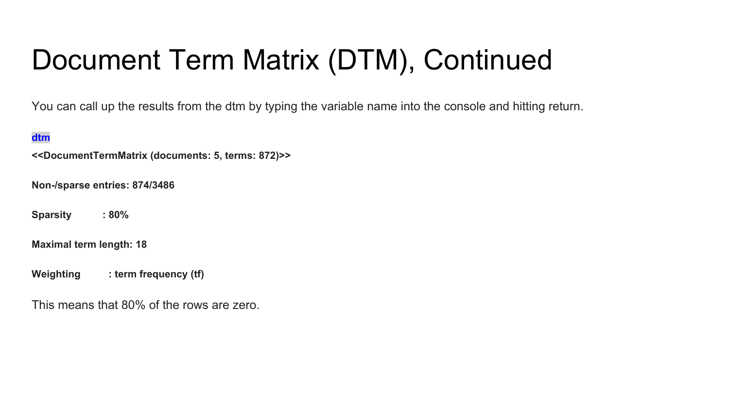# Document Term Matrix (DTM), Continued

You can call up the results from the dtm by typing the variable name into the console and hitting return.

```
dtm
<<DocumentTermMatrix (documents: 5, terms: 872)>>

Non-/sparse entries: 874/3486

Sparsity           : 80%

Maximal term length: 18

Weighting          : term frequency (tf)
```

This means that 80% of the rows are zero.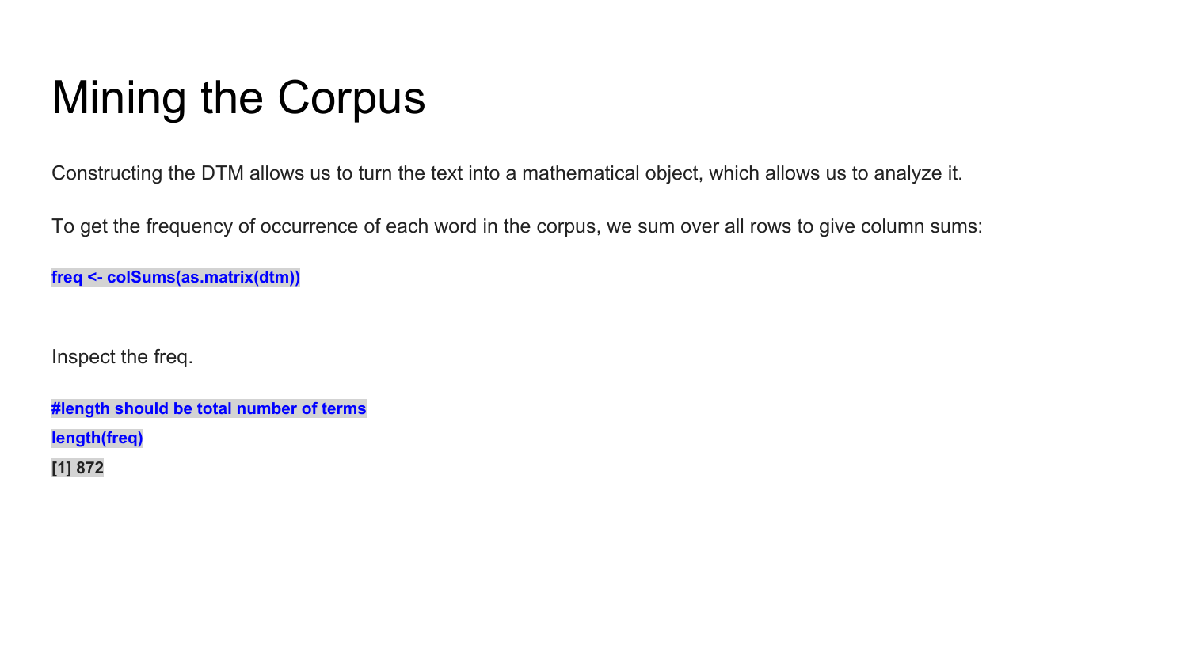# Mining the Corpus

Constructing the DTM allows us to turn the text into a mathematical object, which allows us to analyze it.

To get the frequency of occurrence of each word in the corpus, we sum over all rows to give column sums:

```
freq <- colSums(as.matrix(dtm))
```

Inspect the freq.

```
#length should be total number of terms
length(freq)
[1] 872
```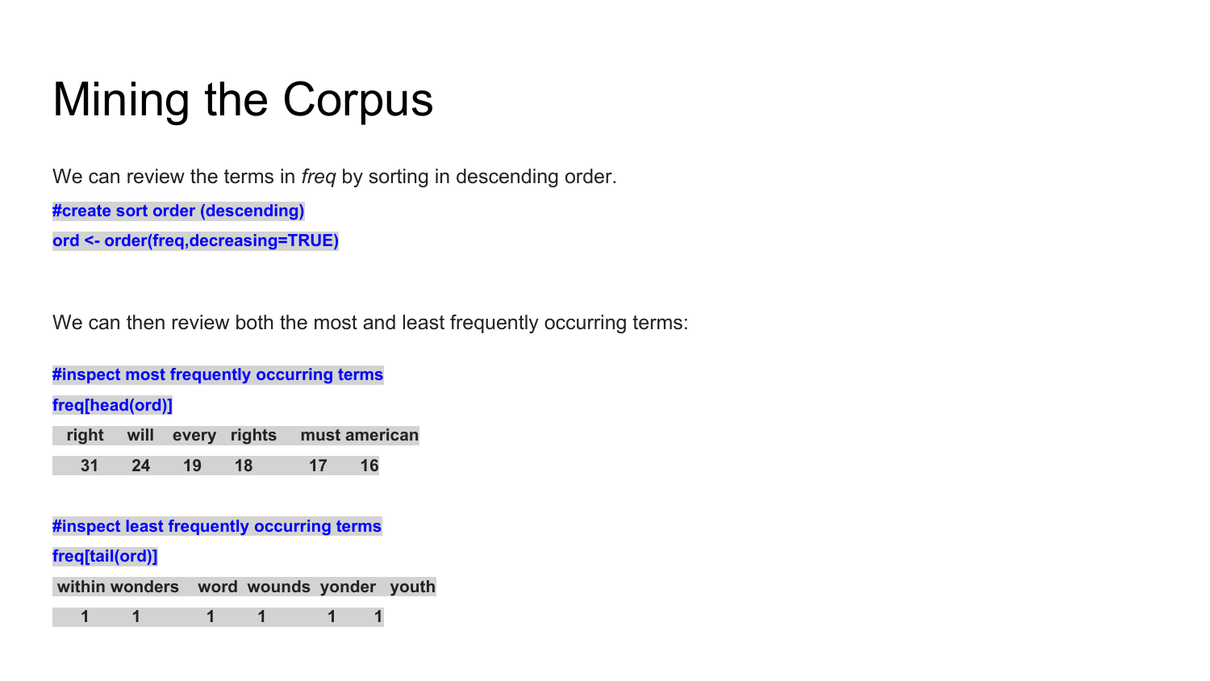# Mining the Corpus

We can review the terms in *freq* by sorting in descending order.

```
#create sort order (descending)
ord <- order(freq,decreasing=TRUE)
```

We can then review both the most and least frequently occurring terms:

```
#inspect most frequently occurring terms
freq[head(ord)]
  right    will   every  rights    must american
     31      24      19      18      17       16
```

```
#inspect least frequently occurring terms
freq[tail(ord)]
 within wonders    word  wounds  yonder   youth
      1       1       1       1       1       1
```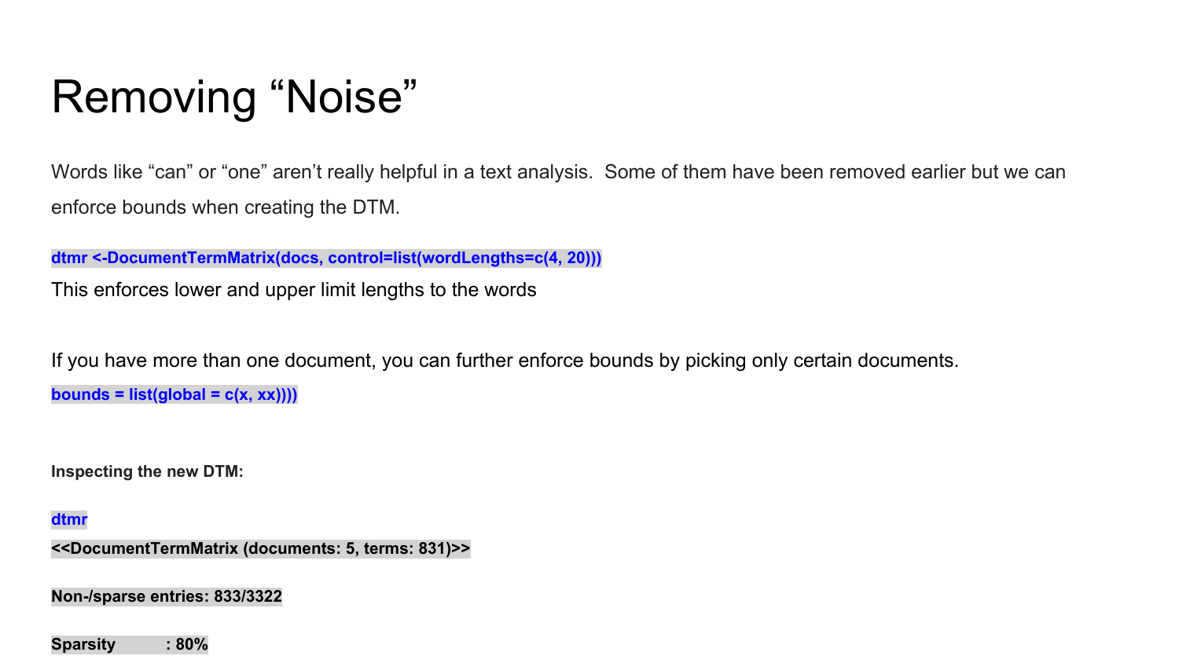# Removing “Noise”

Words like “can” or “one” aren’t really helpful in a text analysis. Some of them have been removed earlier but we can enforce bounds when creating the DTM.

```
dtmr <-DocumentTermMatrix(docs, control=list(wordLengths=c(4, 20)))
```

This enforces lower and upper limit lengths to the words

If you have more than one document, you can further enforce bounds by picking only certain documents.

```
bounds = list(global = c(x, xx))))
```

**Inspecting the new DTM:**

```
dtmr
<<DocumentTermMatrix (documents: 5, terms: 831)>>

Non-/sparse entries: 833/3322

Sparsity           : 80%
```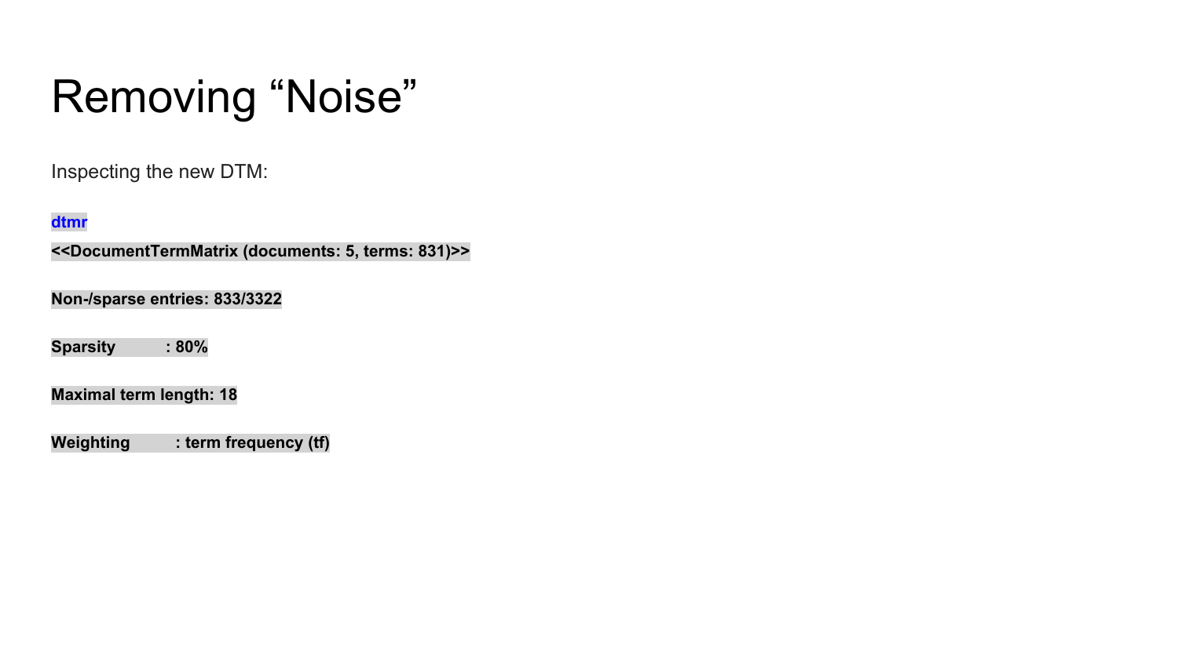# Removing "Noise"

Inspecting the new DTM:

```
dtmr
<<DocumentTermMatrix (documents: 5, terms: 831)>>
Non-/sparse entries: 833/3322
Sparsity           : 80%
Maximal term length: 18
Weighting          : term frequency (tf)
```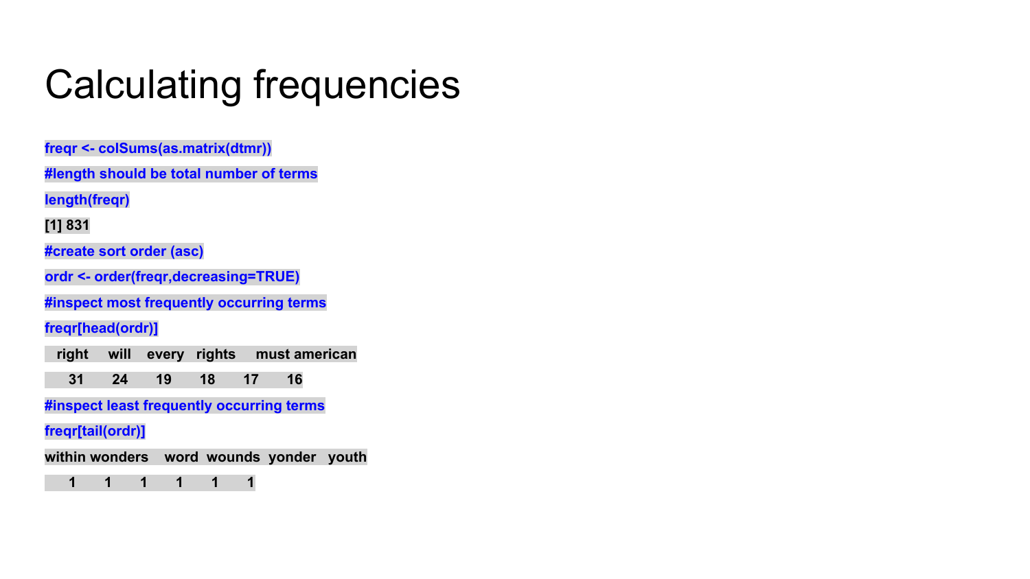# Calculating frequencies

```
freqr <- colSums(as.matrix(dtmr))
#length should be total number of terms
length(freqr)
[1] 831
#create sort order (asc)
ordr <- order(freqr,decreasing=TRUE)
#inspect most frequently occurring terms
freqr[head(ordr)]
  right     will    every   rights     must american
     31       24       19       18       17       16
#inspect least frequently occurring terms
freqr[tail(ordr)]
within wonders    word  wounds  yonder   youth
     1       1       1       1       1       1
```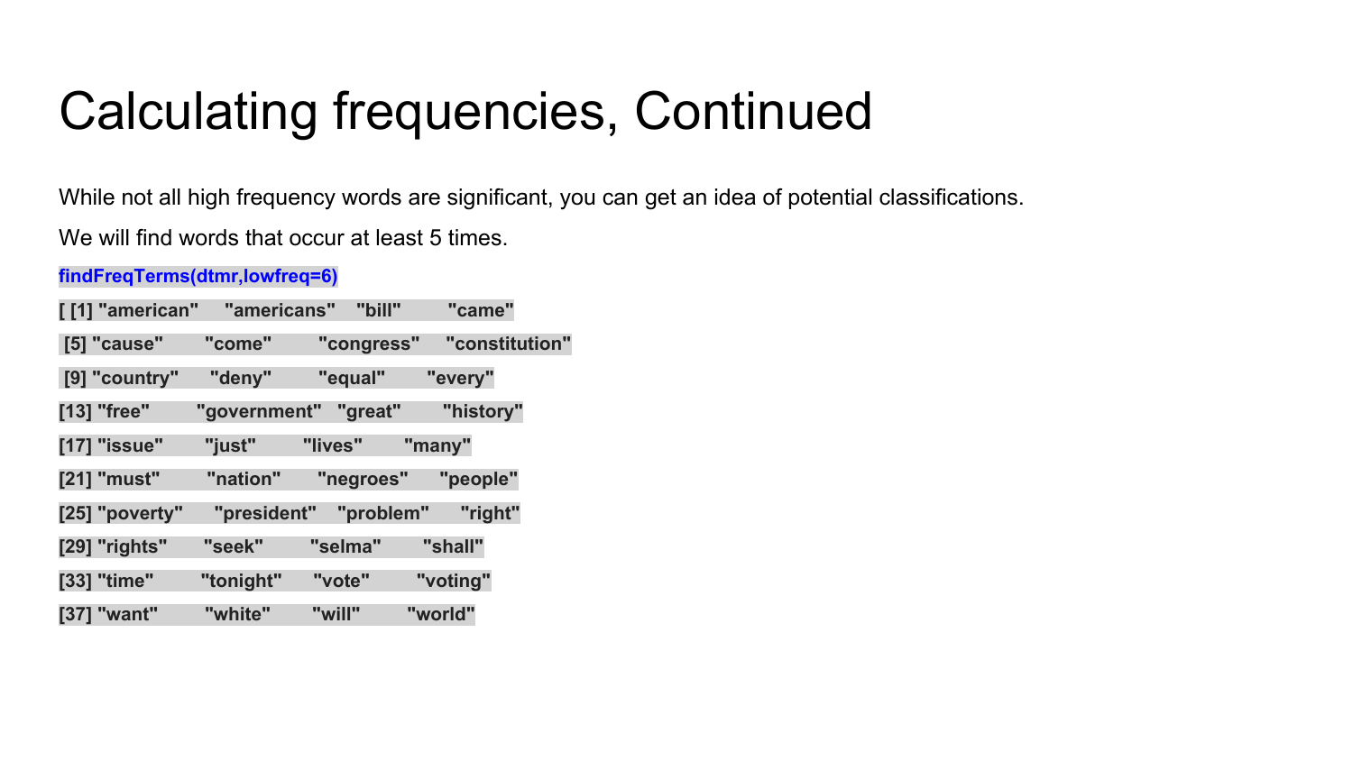# Calculating frequencies, Continued

While not all high frequency words are significant, you can get an idea of potential classifications.

We will find words that occur at least 5 times.

```
findFreqTerms(dtmr,lowfreq=6)
```

```
[ [1] "american"     "americans"    "bill"         "came"
 [5] "cause"        "come"         "congress"     "constitution"
 [9] "country"      "deny"         "equal"        "every"
[13] "free"         "government"   "great"        "history"
[17] "issue"        "just"         "lives"        "many"
[21] "must"         "nation"       "negroes"      "people"
[25] "poverty"      "president"    "problem"      "right"
[29] "rights"       "seek"         "selma"        "shall"
[33] "time"         "tonight"      "vote"         "voting"
[37] "want"         "white"        "will"         "world"
```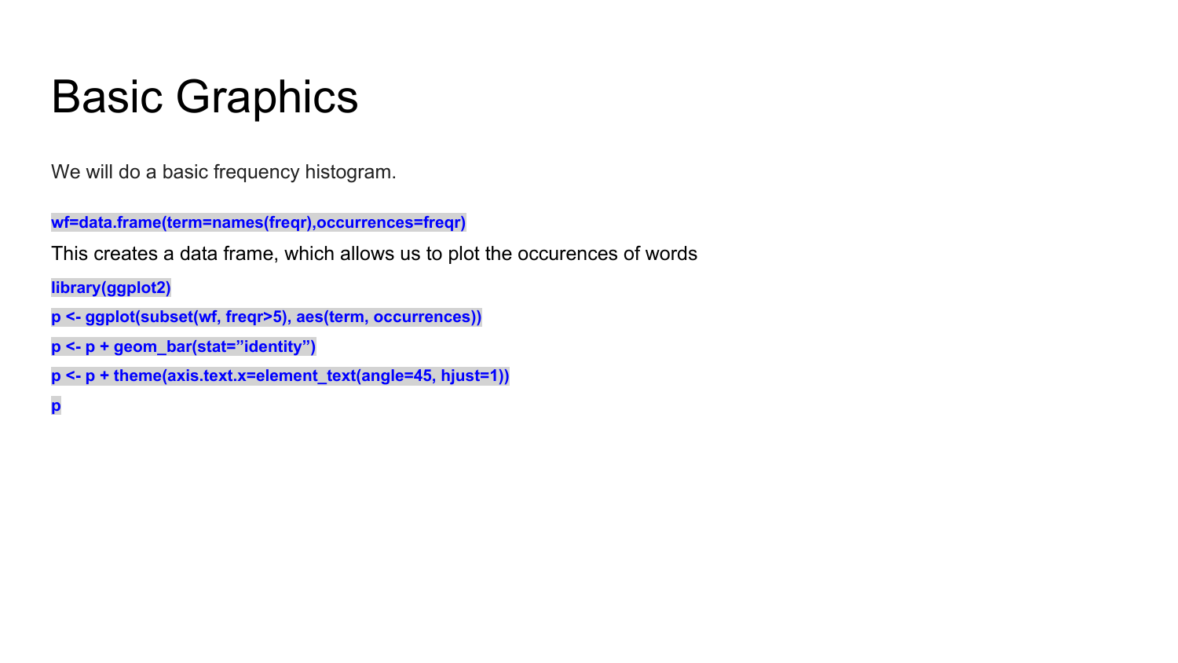# Basic Graphics

We will do a basic frequency histogram.

```
wf=data.frame(term=names(freqr),occurrences=freqr)
```

This creates a data frame, which allows us to plot the occurences of words

```
library(ggplot2)
p <- ggplot(subset(wf, freqr>5), aes(term, occurrences))
p <- p + geom_bar(stat=”identity”)
p <- p + theme(axis.text.x=element_text(angle=45, hjust=1))
p
```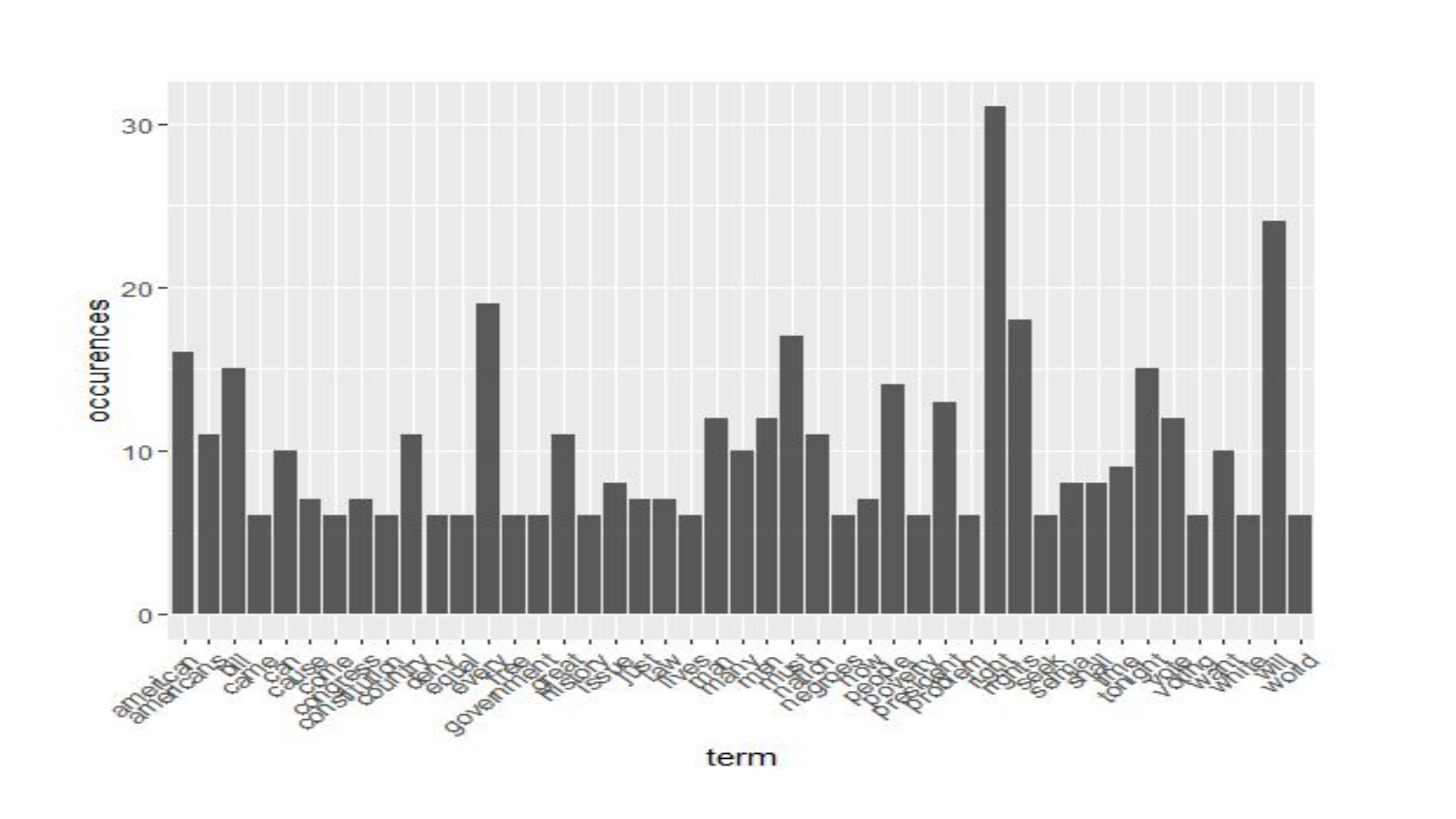| term | occurences |
| --- | --- |
| american | 16 |
| americans | 11 |
| bill | 15 |
| came | 6 |
| can | 10 |
| cause | 7 |
| come | 6 |
| congress | 7 |
| constitution | 6 |
| country | 11 |
| deny | 6 |
| equal | 6 |
| every | 19 |
| free | 6 |
| government | 6 |
| great | 11 |
| history | 6 |
| issue | 8 |
| just | 7 |
| law | 7 |
| lives | 6 |
| man | 12 |
| many | 10 |
| men | 12 |
| must | 17 |
| nation | 11 |
| negroes | 6 |
| now | 7 |
| people | 14 |
| poverty | 6 |
| president | 13 |
| problem | 6 |
| right | 31 |
| rights | 18 |
| seek | 6 |
| selma | 8 |
| shall | 8 |
| time | 9 |
| tonight | 15 |
| vote | 12 |
| voting | 6 |
| want | 10 |
| white | 6 |
| will | 24 |
| world | 6 |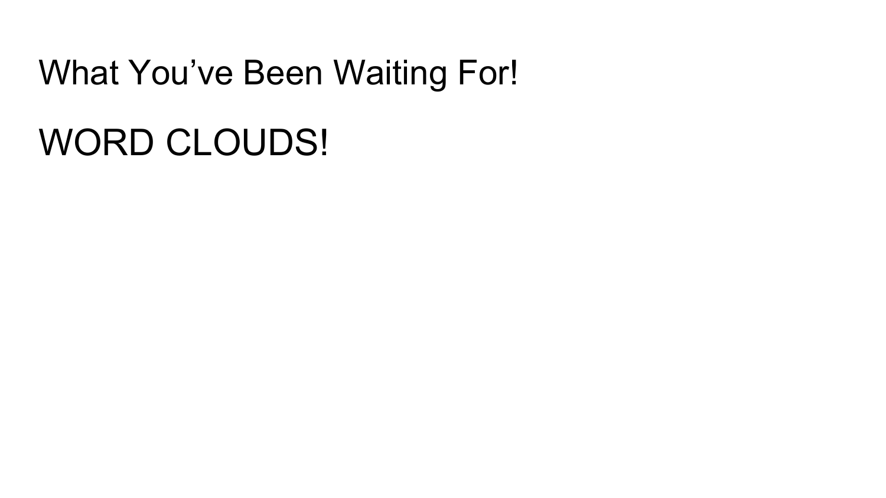# What You’ve Been Waiting For!

WORD CLOUDS!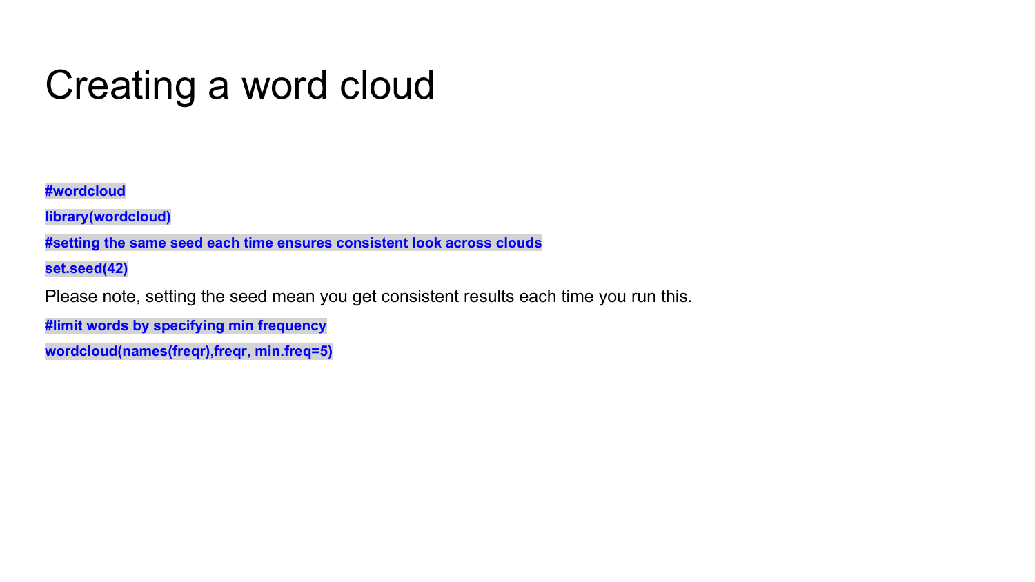# Creating a word cloud

```
#wordcloud
library(wordcloud)
#setting the same seed each time ensures consistent look across clouds
set.seed(42)
```

Please note, setting the seed mean you get consistent results each time you run this.

```
#limit words by specifying min frequency
wordcloud(names(freqr),freqr, min.freq=5)
```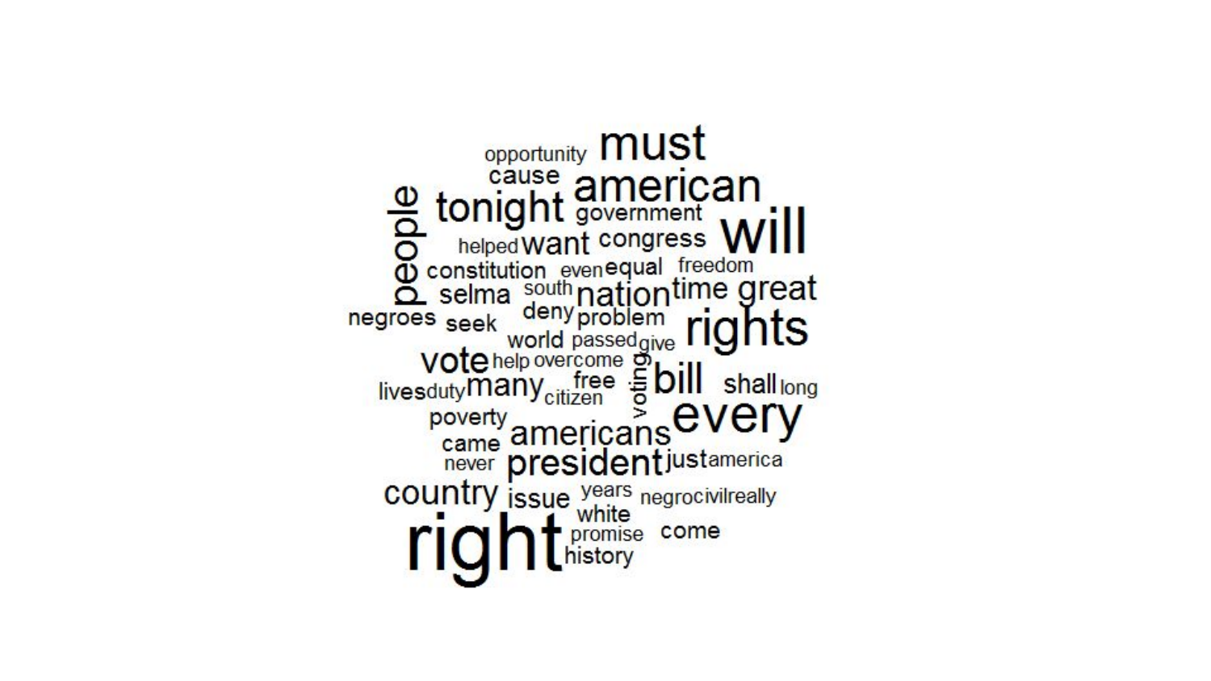opportunity must
cause american
people tonight government will
helped want congress
constitution even equal freedom
selma south nation time great
negroes seek deny problem rights
world passed give
vote help overcome
lives duty many free citizen voting bill shall long
poverty every
came americans
never president just america
country issue years negro civil really
white
right promise come
history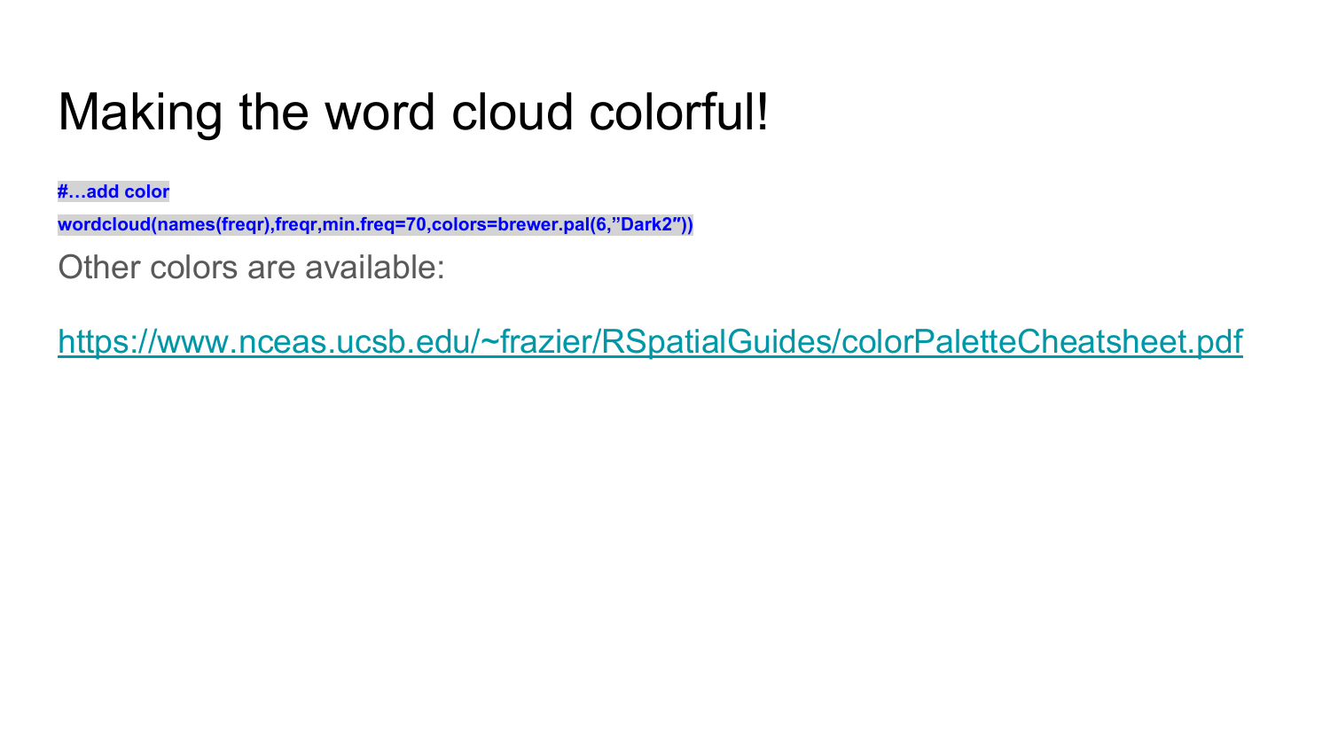# Making the word cloud colorful!

```
#…add color
wordcloud(names(freqr),freqr,min.freq=70,colors=brewer.pal(6,”Dark2″))
```

Other colors are available:

https://www.nceas.ucsb.edu/~frazier/RSpatialGuides/colorPaletteCheatsheet.pdf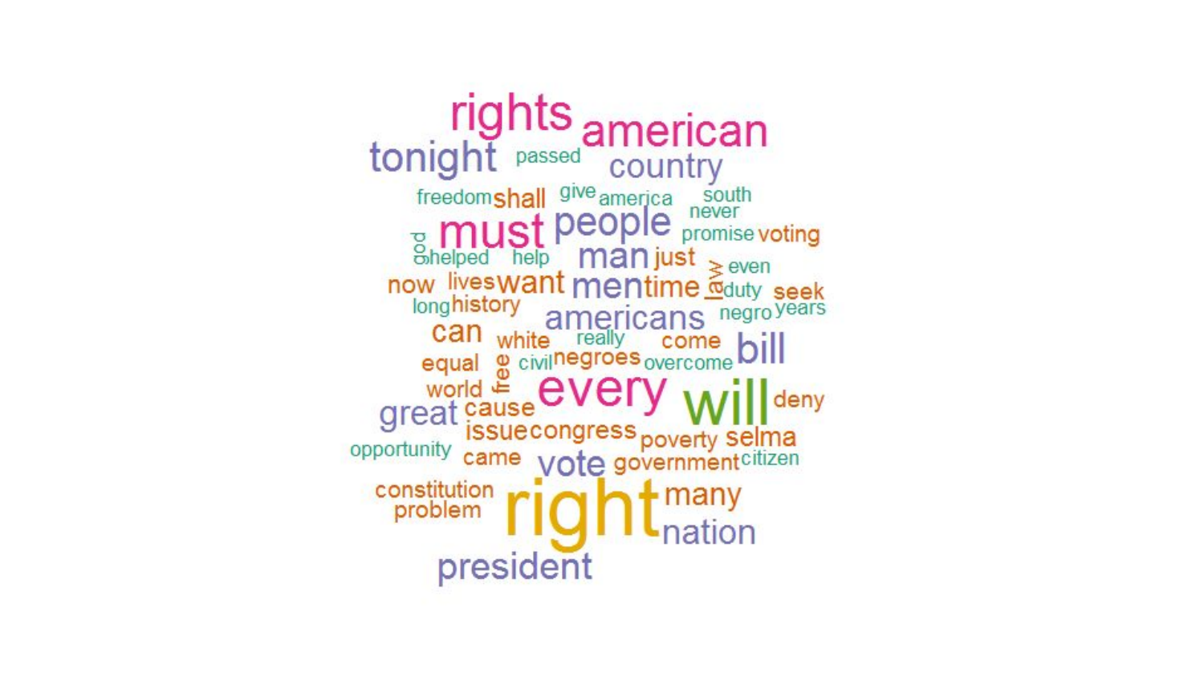rights american
tonight passed country
freedom shall give america south
never
god must people promise voting
helped help man just law even
now lives want men time duty seek
long history negro years
americans
can white really come bill
equal free civil negroes overcome
world every will deny
great cause
issue congress poverty selma
opportunity came vote government citizen
constitution
problem right many
nation
president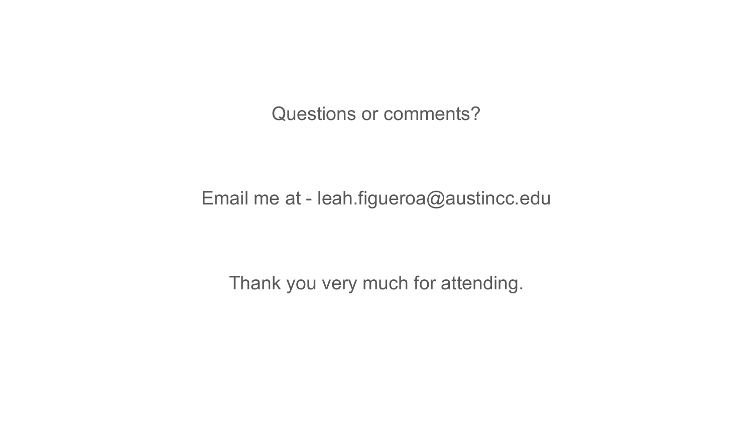Questions or comments?

Email me at - leah.figueroa@austincc.edu

Thank you very much for attending.